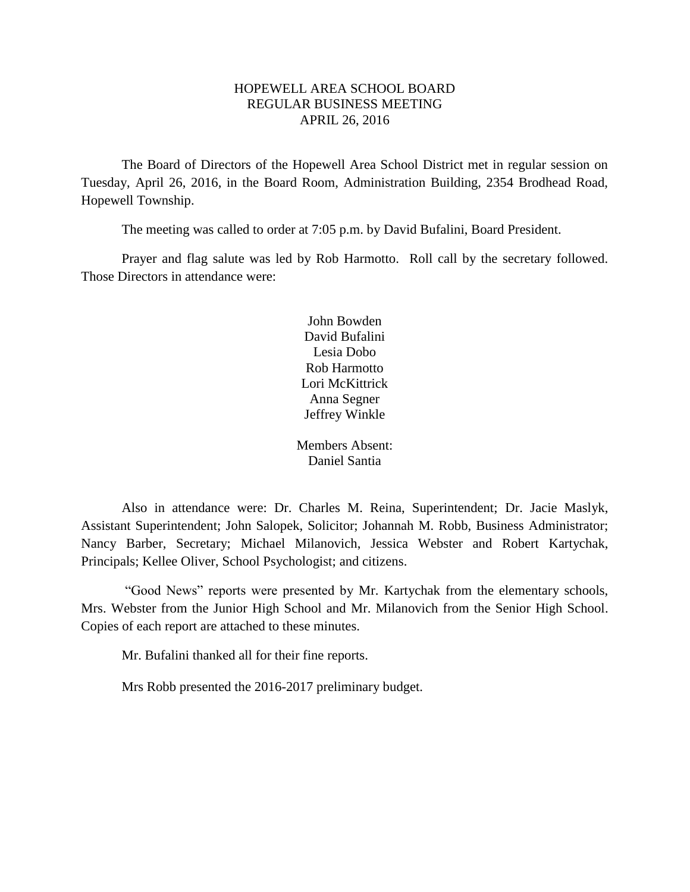# HOPEWELL AREA SCHOOL BOARD
## REGULAR BUSINESS MEETING
## APRIL 26, 2016

The Board of Directors of the Hopewell Area School District met in regular session on Tuesday, April 26, 2016, in the Board Room, Administration Building, 2354 Brodhead Road, Hopewell Township.

The meeting was called to order at 7:05 p.m. by David Bufalini, Board President.

Prayer and flag salute was led by Rob Harmotto. Roll call by the secretary followed. Those Directors in attendance were:

John Bowden
David Bufalini
Lesia Dobo
Rob Harmotto
Lori McKittrick
Anna Segner
Jeffrey Winkle

Members Absent:
Daniel Santia

Also in attendance were: Dr. Charles M. Reina, Superintendent; Dr. Jacie Maslyk, Assistant Superintendent; John Salopek, Solicitor; Johannah M. Robb, Business Administrator; Nancy Barber, Secretary; Michael Milanovich, Jessica Webster and Robert Kartychak, Principals; Kellee Oliver, School Psychologist; and citizens.

"Good News" reports were presented by Mr. Kartychak from the elementary schools, Mrs. Webster from the Junior High School and Mr. Milanovich from the Senior High School. Copies of each report are attached to these minutes.

Mr. Bufalini thanked all for their fine reports.

Mrs Robb presented the 2016-2017 preliminary budget.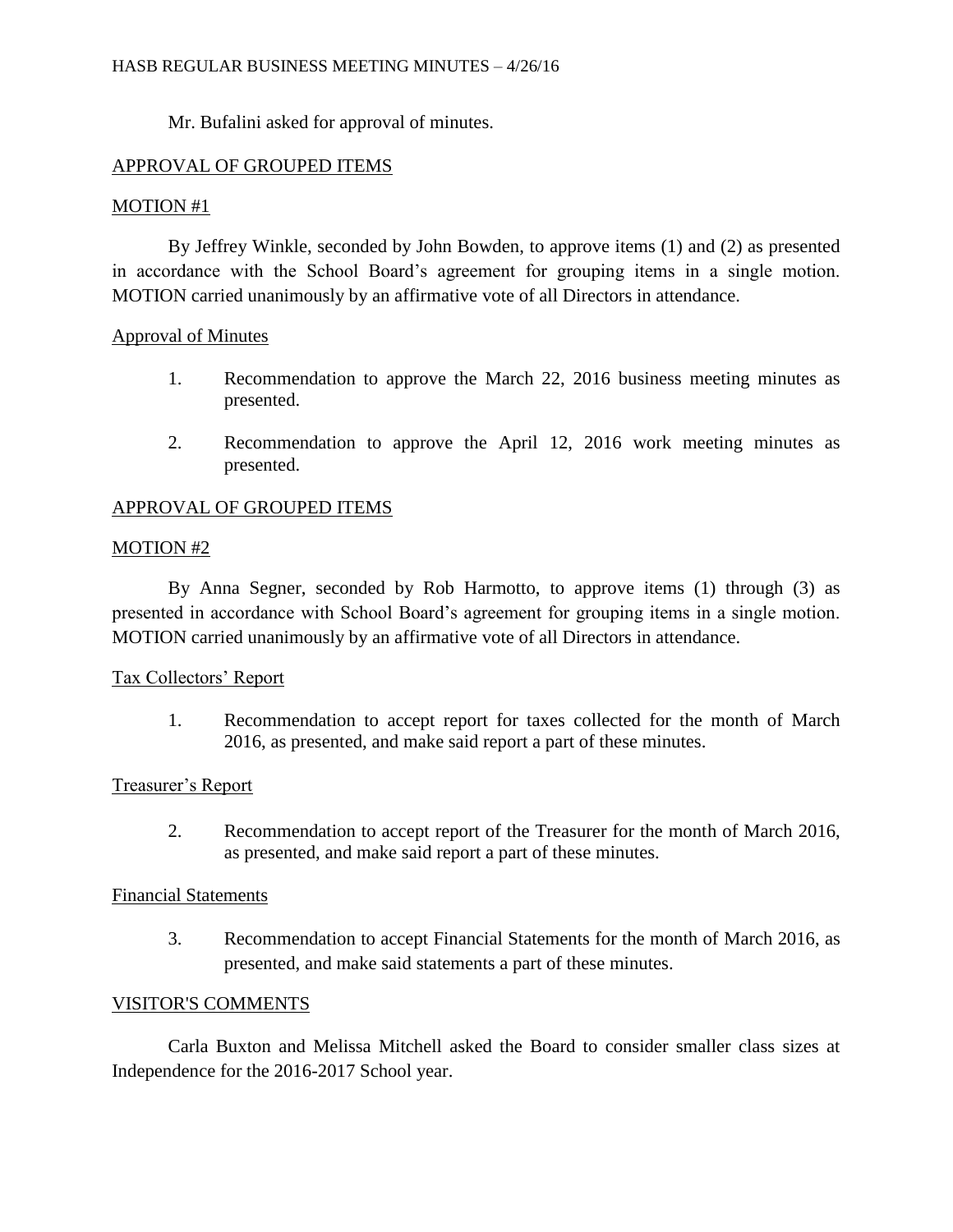Mr. Bufalini asked for approval of minutes.

APPROVAL OF GROUPED ITEMS

MOTION #1

By Jeffrey Winkle, seconded by John Bowden, to approve items (1) and (2) as presented in accordance with the School Board's agreement for grouping items in a single motion. MOTION carried unanimously by an affirmative vote of all Directors in attendance.

Approval of Minutes

1. Recommendation to approve the March 22, 2016 business meeting minutes as presented.

2. Recommendation to approve the April 12, 2016 work meeting minutes as presented.

APPROVAL OF GROUPED ITEMS

MOTION #2

By Anna Segner, seconded by Rob Harmotto, to approve items (1) through (3) as presented in accordance with School Board's agreement for grouping items in a single motion. MOTION carried unanimously by an affirmative vote of all Directors in attendance.

Tax Collectors' Report

1. Recommendation to accept report for taxes collected for the month of March 2016, as presented, and make said report a part of these minutes.

Treasurer's Report

2. Recommendation to accept report of the Treasurer for the month of March 2016, as presented, and make said report a part of these minutes.

Financial Statements

3. Recommendation to accept Financial Statements for the month of March 2016, as presented, and make said statements a part of these minutes.

VISITOR'S COMMENTS

Carla Buxton and Melissa Mitchell asked the Board to consider smaller class sizes at Independence for the 2016-2017 School year.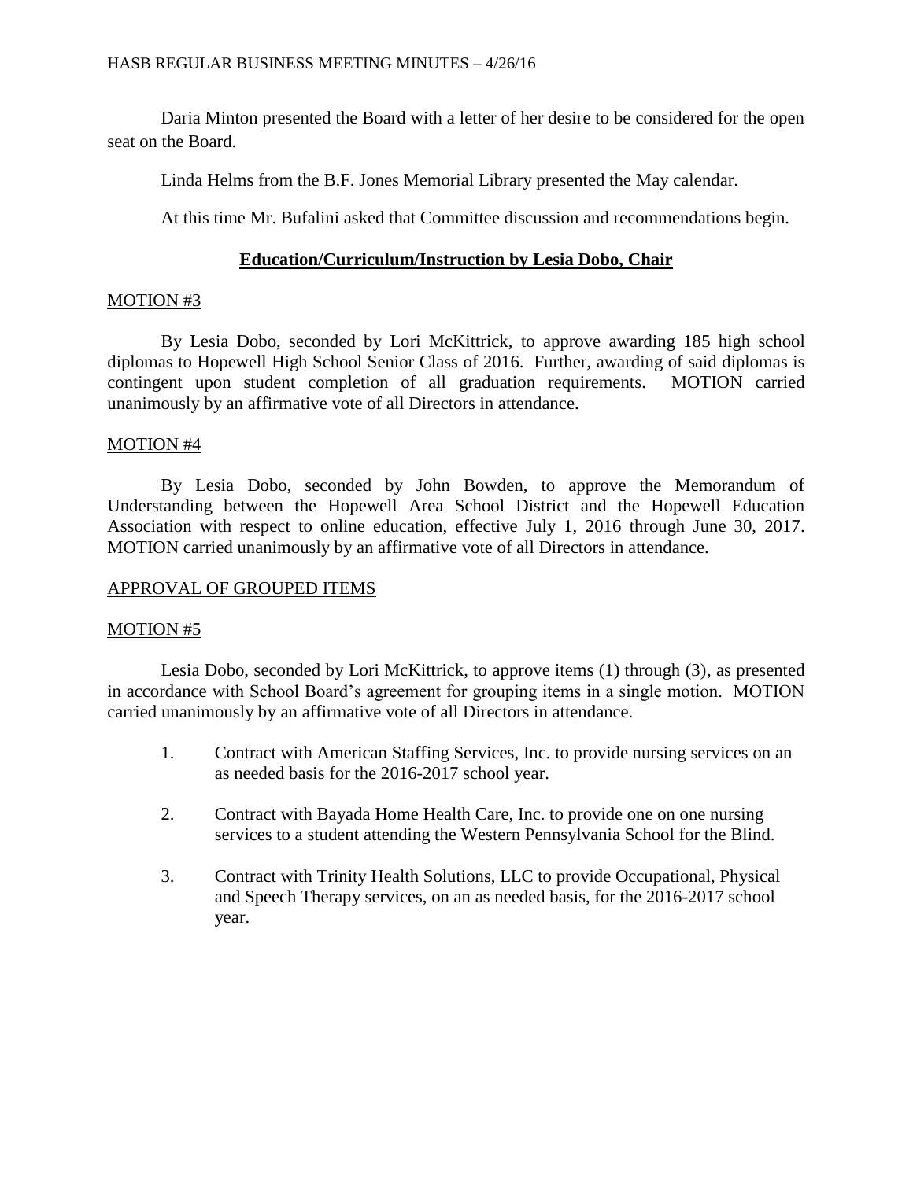Daria Minton presented the Board with a letter of her desire to be considered for the open seat on the Board.

Linda Helms from the B.F. Jones Memorial Library presented the May calendar.

At this time Mr. Bufalini asked that Committee discussion and recommendations begin.

## Education/Curriculum/Instruction by Lesia Dobo, Chair

MOTION #3

By Lesia Dobo, seconded by Lori McKittrick, to approve awarding 185 high school diplomas to Hopewell High School Senior Class of 2016. Further, awarding of said diplomas is contingent upon student completion of all graduation requirements. MOTION carried unanimously by an affirmative vote of all Directors in attendance.

MOTION #4

By Lesia Dobo, seconded by John Bowden, to approve the Memorandum of Understanding between the Hopewell Area School District and the Hopewell Education Association with respect to online education, effective July 1, 2016 through June 30, 2017. MOTION carried unanimously by an affirmative vote of all Directors in attendance.

APPROVAL OF GROUPED ITEMS

MOTION #5

Lesia Dobo, seconded by Lori McKittrick, to approve items (1) through (3), as presented in accordance with School Board's agreement for grouping items in a single motion. MOTION carried unanimously by an affirmative vote of all Directors in attendance.

1. Contract with American Staffing Services, Inc. to provide nursing services on an as needed basis for the 2016-2017 school year.

2. Contract with Bayada Home Health Care, Inc. to provide one on one nursing services to a student attending the Western Pennsylvania School for the Blind.

3. Contract with Trinity Health Solutions, LLC to provide Occupational, Physical and Speech Therapy services, on an as needed basis, for the 2016-2017 school year.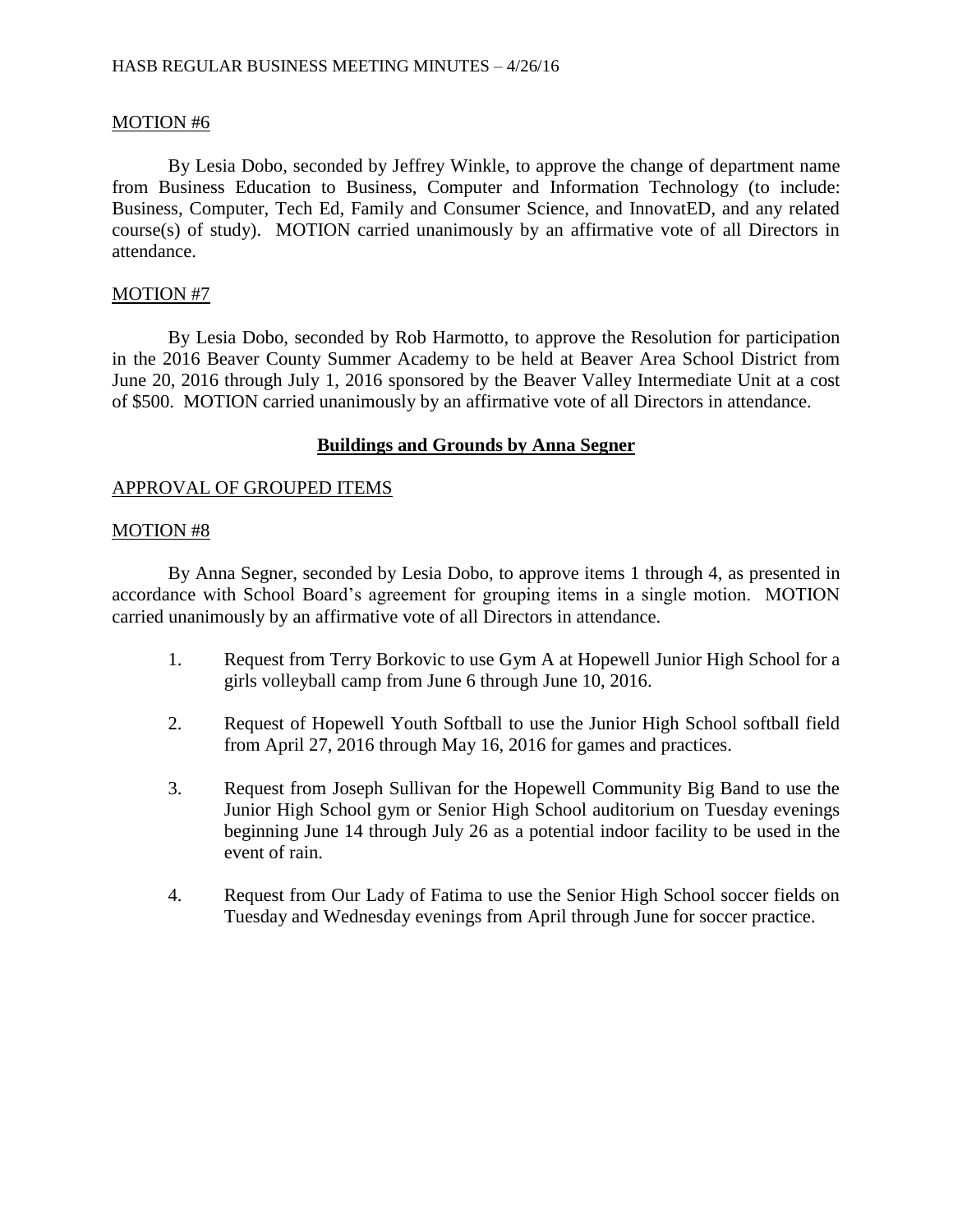MOTION #6

By Lesia Dobo, seconded by Jeffrey Winkle, to approve the change of department name from Business Education to Business, Computer and Information Technology (to include: Business, Computer, Tech Ed, Family and Consumer Science, and InnovatED, and any related course(s) of study). MOTION carried unanimously by an affirmative vote of all Directors in attendance.

MOTION #7

By Lesia Dobo, seconded by Rob Harmotto, to approve the Resolution for participation in the 2016 Beaver County Summer Academy to be held at Beaver Area School District from June 20, 2016 through July 1, 2016 sponsored by the Beaver Valley Intermediate Unit at a cost of $500. MOTION carried unanimously by an affirmative vote of all Directors in attendance.

## Buildings and Grounds by Anna Segner

APPROVAL OF GROUPED ITEMS

MOTION #8

By Anna Segner, seconded by Lesia Dobo, to approve items 1 through 4, as presented in accordance with School Board's agreement for grouping items in a single motion. MOTION carried unanimously by an affirmative vote of all Directors in attendance.

1. Request from Terry Borkovic to use Gym A at Hopewell Junior High School for a girls volleyball camp from June 6 through June 10, 2016.

2. Request of Hopewell Youth Softball to use the Junior High School softball field from April 27, 2016 through May 16, 2016 for games and practices.

3. Request from Joseph Sullivan for the Hopewell Community Big Band to use the Junior High School gym or Senior High School auditorium on Tuesday evenings beginning June 14 through July 26 as a potential indoor facility to be used in the event of rain.

4. Request from Our Lady of Fatima to use the Senior High School soccer fields on Tuesday and Wednesday evenings from April through June for soccer practice.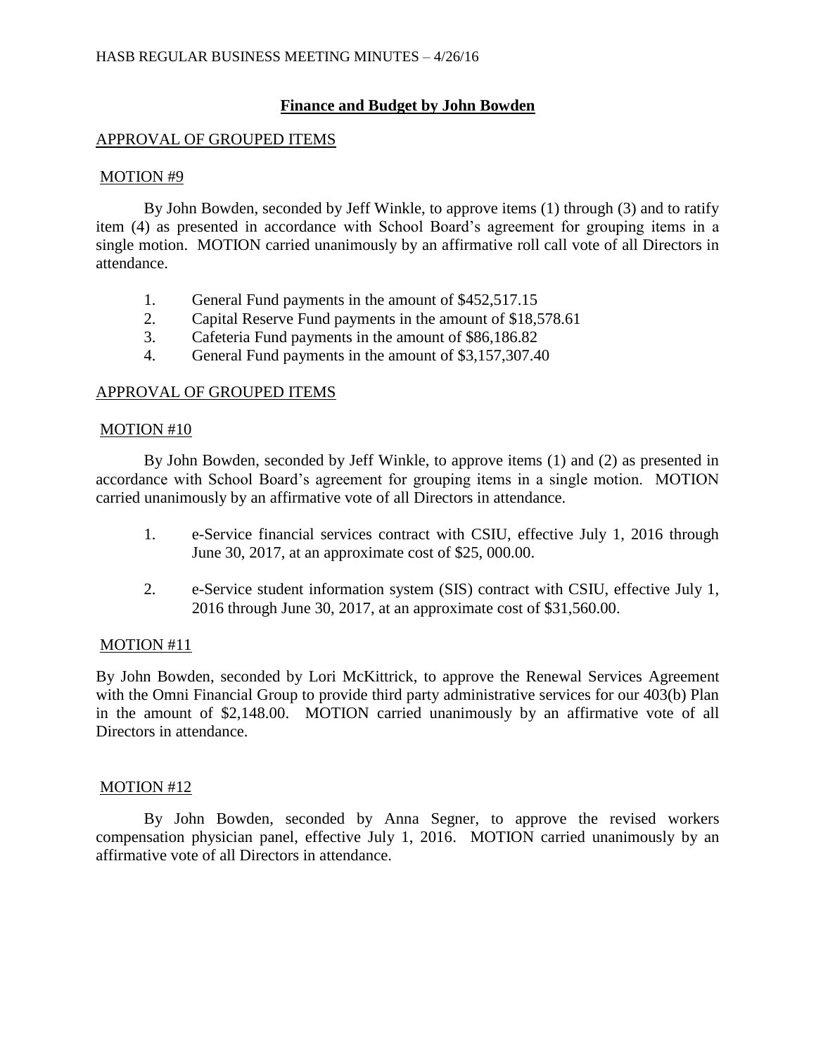## Finance and Budget by John Bowden

APPROVAL OF GROUPED ITEMS

MOTION #9

By John Bowden, seconded by Jeff Winkle, to approve items (1) through (3) and to ratify item (4) as presented in accordance with School Board's agreement for grouping items in a single motion. MOTION carried unanimously by an affirmative roll call vote of all Directors in attendance.

1. General Fund payments in the amount of $452,517.15
2. Capital Reserve Fund payments in the amount of $18,578.61
3. Cafeteria Fund payments in the amount of $86,186.82
4. General Fund payments in the amount of $3,157,307.40

APPROVAL OF GROUPED ITEMS

MOTION #10

By John Bowden, seconded by Jeff Winkle, to approve items (1) and (2) as presented in accordance with School Board's agreement for grouping items in a single motion. MOTION carried unanimously by an affirmative vote of all Directors in attendance.

1. e-Service financial services contract with CSIU, effective July 1, 2016 through June 30, 2017, at an approximate cost of $25, 000.00.

2. e-Service student information system (SIS) contract with CSIU, effective July 1, 2016 through June 30, 2017, at an approximate cost of $31,560.00.

MOTION #11

By John Bowden, seconded by Lori McKittrick, to approve the Renewal Services Agreement with the Omni Financial Group to provide third party administrative services for our 403(b) Plan in the amount of $2,148.00. MOTION carried unanimously by an affirmative vote of all Directors in attendance.

MOTION #12

By John Bowden, seconded by Anna Segner, to approve the revised workers compensation physician panel, effective July 1, 2016. MOTION carried unanimously by an affirmative vote of all Directors in attendance.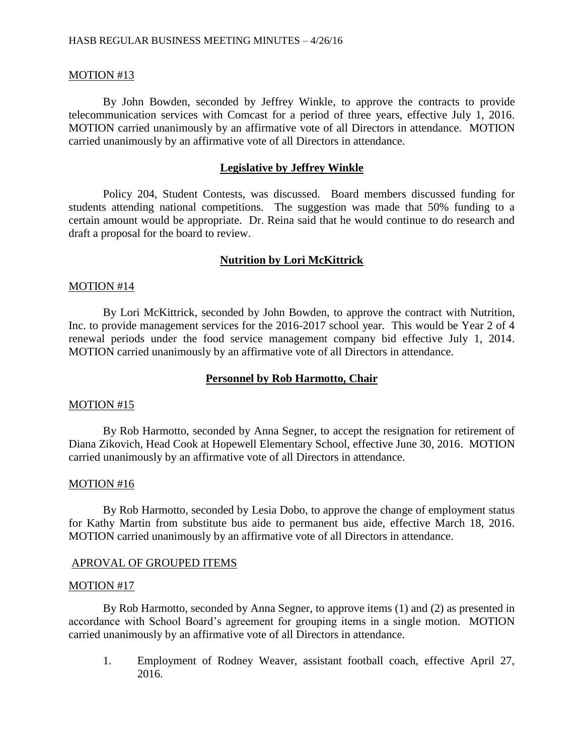MOTION #13

By John Bowden, seconded by Jeffrey Winkle, to approve the contracts to provide telecommunication services with Comcast for a period of three years, effective July 1, 2016. MOTION carried unanimously by an affirmative vote of all Directors in attendance. MOTION carried unanimously by an affirmative vote of all Directors in attendance.

## Legislative by Jeffrey Winkle

Policy 204, Student Contests, was discussed. Board members discussed funding for students attending national competitions. The suggestion was made that 50% funding to a certain amount would be appropriate. Dr. Reina said that he would continue to do research and draft a proposal for the board to review.

## Nutrition by Lori McKittrick

MOTION #14

By Lori McKittrick, seconded by John Bowden, to approve the contract with Nutrition, Inc. to provide management services for the 2016-2017 school year. This would be Year 2 of 4 renewal periods under the food service management company bid effective July 1, 2014. MOTION carried unanimously by an affirmative vote of all Directors in attendance.

## Personnel by Rob Harmotto, Chair

MOTION #15

By Rob Harmotto, seconded by Anna Segner, to accept the resignation for retirement of Diana Zikovich, Head Cook at Hopewell Elementary School, effective June 30, 2016. MOTION carried unanimously by an affirmative vote of all Directors in attendance.

MOTION #16

By Rob Harmotto, seconded by Lesia Dobo, to approve the change of employment status for Kathy Martin from substitute bus aide to permanent bus aide, effective March 18, 2016. MOTION carried unanimously by an affirmative vote of all Directors in attendance.

APROVAL OF GROUPED ITEMS

MOTION #17

By Rob Harmotto, seconded by Anna Segner, to approve items (1) and (2) as presented in accordance with School Board's agreement for grouping items in a single motion. MOTION carried unanimously by an affirmative vote of all Directors in attendance.

1. Employment of Rodney Weaver, assistant football coach, effective April 27, 2016.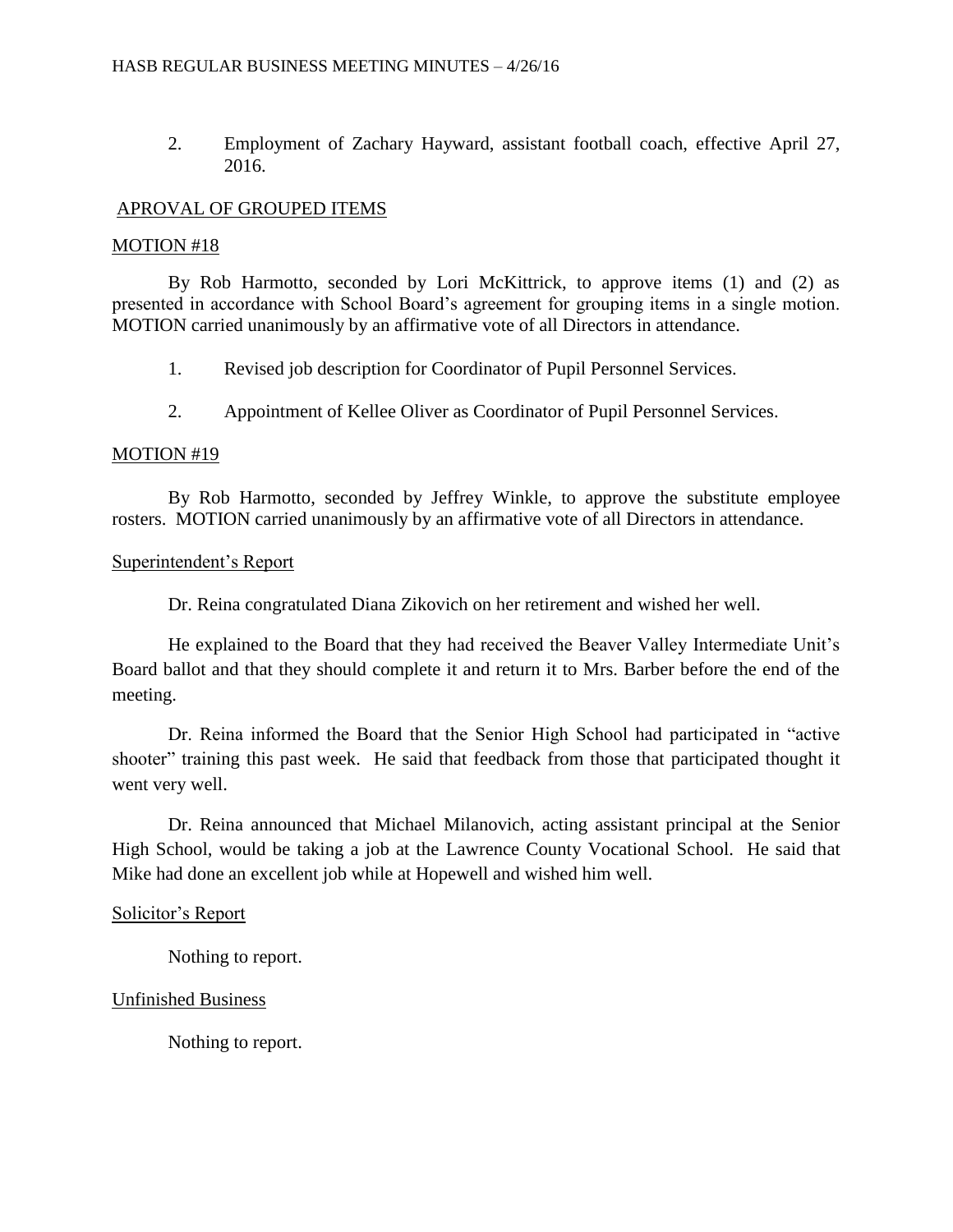2. Employment of Zachary Hayward, assistant football coach, effective April 27, 2016.

APROVAL OF GROUPED ITEMS

MOTION #18

By Rob Harmotto, seconded by Lori McKittrick, to approve items (1) and (2) as presented in accordance with School Board's agreement for grouping items in a single motion. MOTION carried unanimously by an affirmative vote of all Directors in attendance.

1. Revised job description for Coordinator of Pupil Personnel Services.

2. Appointment of Kellee Oliver as Coordinator of Pupil Personnel Services.

MOTION #19

By Rob Harmotto, seconded by Jeffrey Winkle, to approve the substitute employee rosters. MOTION carried unanimously by an affirmative vote of all Directors in attendance.

Superintendent's Report

Dr. Reina congratulated Diana Zikovich on her retirement and wished her well.

He explained to the Board that they had received the Beaver Valley Intermediate Unit's Board ballot and that they should complete it and return it to Mrs. Barber before the end of the meeting.

Dr. Reina informed the Board that the Senior High School had participated in "active shooter" training this past week. He said that feedback from those that participated thought it went very well.

Dr. Reina announced that Michael Milanovich, acting assistant principal at the Senior High School, would be taking a job at the Lawrence County Vocational School. He said that Mike had done an excellent job while at Hopewell and wished him well.

Solicitor's Report

Nothing to report.

Unfinished Business

Nothing to report.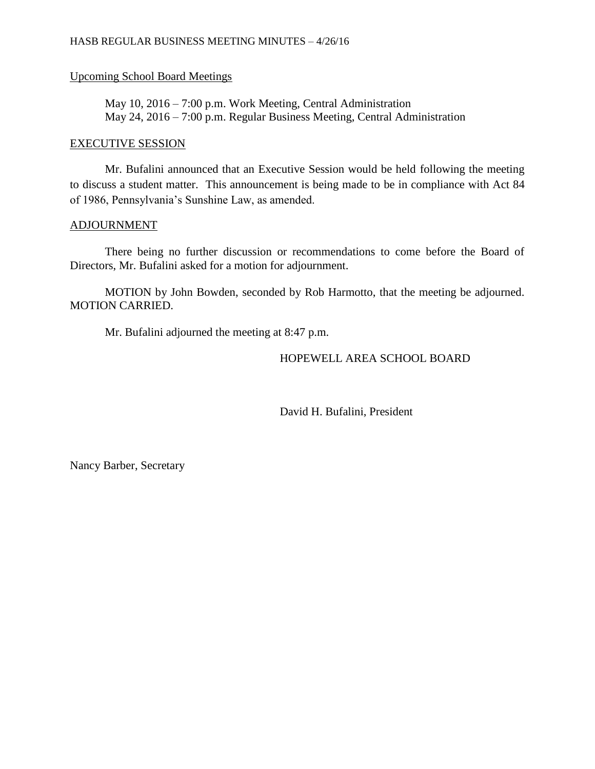Upcoming School Board Meetings

May 10, 2016 – 7:00 p.m. Work Meeting, Central Administration
May 24, 2016 – 7:00 p.m. Regular Business Meeting, Central Administration

EXECUTIVE SESSION

Mr. Bufalini announced that an Executive Session would be held following the meeting to discuss a student matter. This announcement is being made to be in compliance with Act 84 of 1986, Pennsylvania's Sunshine Law, as amended.

ADJOURNMENT

There being no further discussion or recommendations to come before the Board of Directors, Mr. Bufalini asked for a motion for adjournment.

MOTION by John Bowden, seconded by Rob Harmotto, that the meeting be adjourned. MOTION CARRIED.

Mr. Bufalini adjourned the meeting at 8:47 p.m.

HOPEWELL AREA SCHOOL BOARD

David H. Bufalini, President

Nancy Barber, Secretary